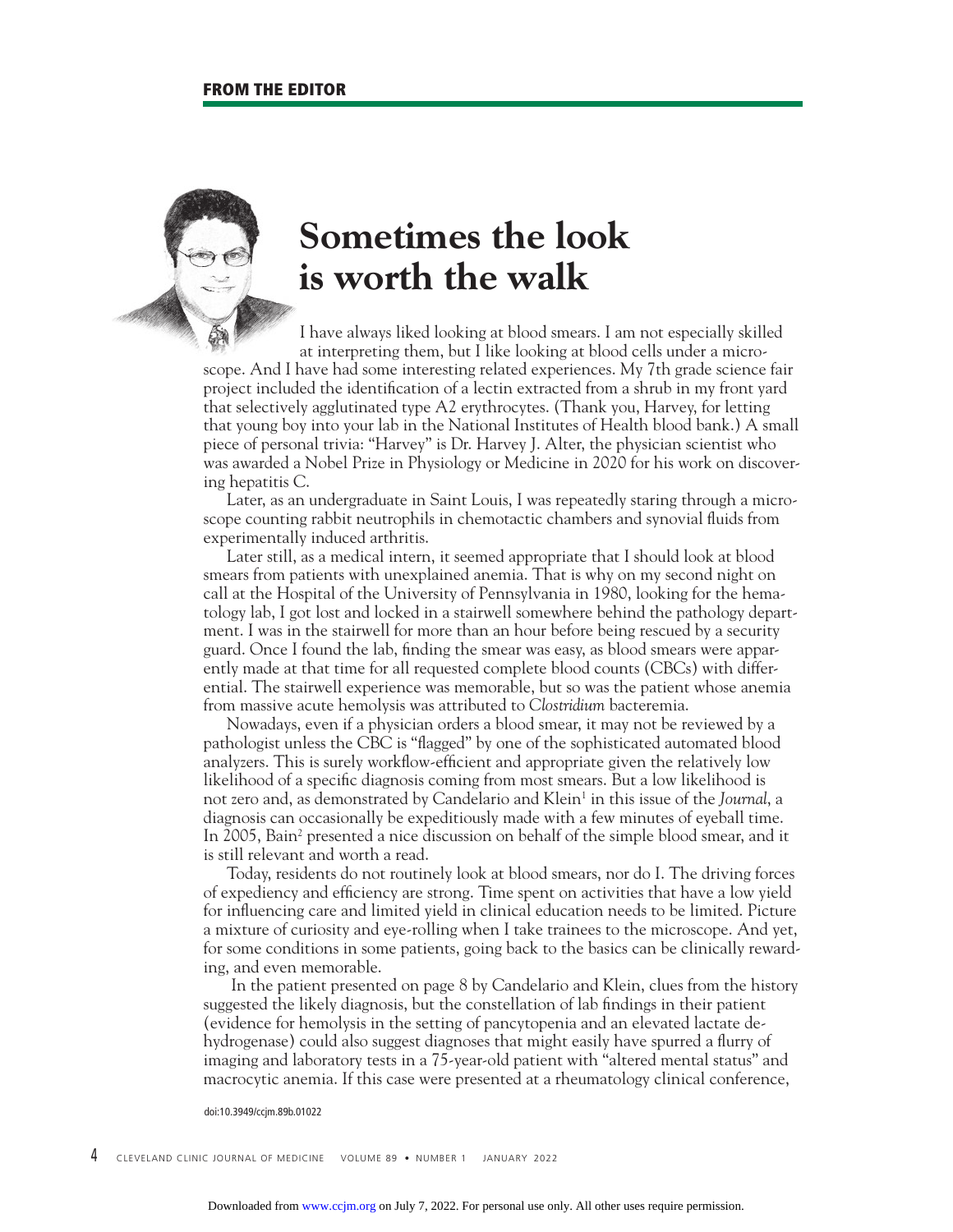FROM THE EDITOR

# Sometimes the look is worth the walk

I have always liked looking at blood smears. I am not especially skilled at interpreting them, but I like looking at blood cells under a microscope. And I have had some interesting related experiences. My 7th grade science fair project included the identification of a lectin extracted from a shrub in my front yard that selectively agglutinated type A2 erythrocytes. (Thank you, Harvey, for letting that young boy into your lab in the National Institutes of Health blood bank.) A small piece of personal trivia: "Harvey" is Dr. Harvey J. Alter, the physician scientist who was awarded a Nobel Prize in Physiology or Medicine in 2020 for his work on discovering hepatitis C.

Later, as an undergraduate in Saint Louis, I was repeatedly staring through a microscope counting rabbit neutrophils in chemotactic chambers and synovial fluids from experimentally induced arthritis.

Later still, as a medical intern, it seemed appropriate that I should look at blood smears from patients with unexplained anemia. That is why on my second night on call at the Hospital of the University of Pennsylvania in 1980, looking for the hematology lab, I got lost and locked in a stairwell somewhere behind the pathology department. I was in the stairwell for more than an hour before being rescued by a security guard. Once I found the lab, finding the smear was easy, as blood smears were apparently made at that time for all requested complete blood counts (CBCs) with differential. The stairwell experience was memorable, but so was the patient whose anemia from massive acute hemolysis was attributed to *Clostridium* bacteremia.

Nowadays, even if a physician orders a blood smear, it may not be reviewed by a pathologist unless the CBC is "flagged" by one of the sophisticated automated blood analyzers. This is surely workflow-efficient and appropriate given the relatively low likelihood of a specific diagnosis coming from most smears. But a low likelihood is not zero and, as demonstrated by Candelario and Klein[1] in this issue of the *Journal*, a diagnosis can occasionally be expeditiously made with a few minutes of eyeball time. In 2005, Bain[2] presented a nice discussion on behalf of the simple blood smear, and it is still relevant and worth a read.

Today, residents do not routinely look at blood smears, nor do I. The driving forces of expediency and efficiency are strong. Time spent on activities that have a low yield for influencing care and limited yield in clinical education needs to be limited. Picture a mixture of curiosity and eye-rolling when I take trainees to the microscope. And yet, for some conditions in some patients, going back to the basics can be clinically rewarding, and even memorable.

In the patient presented on page 8 by Candelario and Klein, clues from the history suggested the likely diagnosis, but the constellation of lab findings in their patient (evidence for hemolysis in the setting of pancytopenia and an elevated lactate dehydrogenase) could also suggest diagnoses that might easily have spurred a flurry of imaging and laboratory tests in a 75-year-old patient with "altered mental status" and macrocytic anemia. If this case were presented at a rheumatology clinical conference,

doi:10.3949/ccjm.89b.01022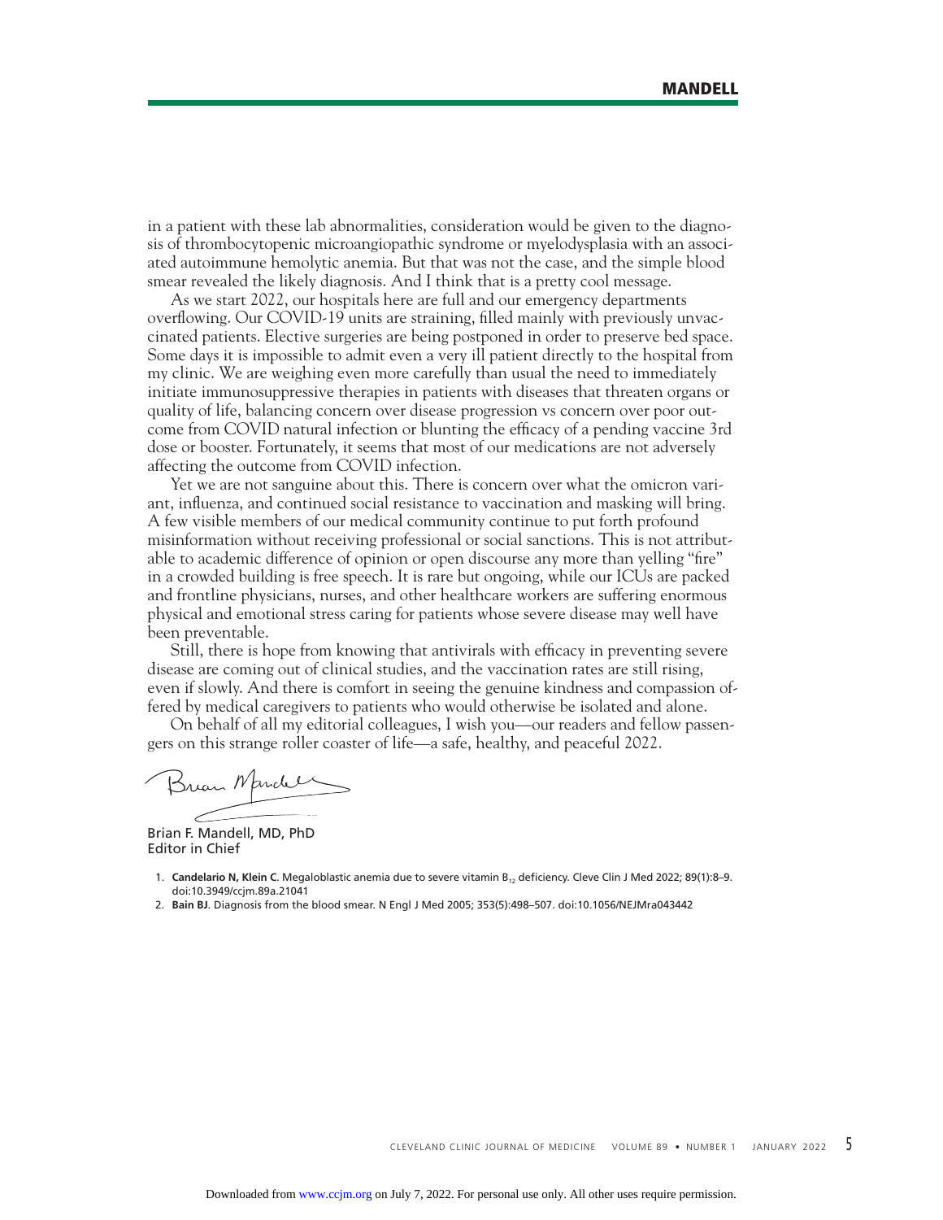in a patient with these lab abnormalities, consideration would be given to the diagnosis of thrombocytopenic microangiopathic syndrome or myelodysplasia with an associated autoimmune hemolytic anemia. But that was not the case, and the simple blood smear revealed the likely diagnosis. And I think that is a pretty cool message.

As we start 2022, our hospitals here are full and our emergency departments overflowing. Our COVID-19 units are straining, filled mainly with previously unvaccinated patients. Elective surgeries are being postponed in order to preserve bed space. Some days it is impossible to admit even a very ill patient directly to the hospital from my clinic. We are weighing even more carefully than usual the need to immediately initiate immunosuppressive therapies in patients with diseases that threaten organs or quality of life, balancing concern over disease progression vs concern over poor outcome from COVID natural infection or blunting the efficacy of a pending vaccine 3rd dose or booster. Fortunately, it seems that most of our medications are not adversely affecting the outcome from COVID infection.

Yet we are not sanguine about this. There is concern over what the omicron variant, influenza, and continued social resistance to vaccination and masking will bring. A few visible members of our medical community continue to put forth profound misinformation without receiving professional or social sanctions. This is not attributable to academic difference of opinion or open discourse any more than yelling "fire" in a crowded building is free speech. It is rare but ongoing, while our ICUs are packed and frontline physicians, nurses, and other healthcare workers are suffering enormous physical and emotional stress caring for patients whose severe disease may well have been preventable.

Still, there is hope from knowing that antivirals with efficacy in preventing severe disease are coming out of clinical studies, and the vaccination rates are still rising, even if slowly. And there is comfort in seeing the genuine kindness and compassion offered by medical caregivers to patients who would otherwise be isolated and alone.

On behalf of all my editorial colleagues, I wish you—our readers and fellow passengers on this strange roller coaster of life—a safe, healthy, and peaceful 2022.

Brian F. Mandell, MD, PhD
Editor in Chief

1. **Candelario N, Klein C**. Megaloblastic anemia due to severe vitamin $B_{12}$ deficiency. Cleve Clin J Med 2022; 89(1):8–9. doi:10.3949/ccjm.89a.21041
2. **Bain BJ**. Diagnosis from the blood smear. N Engl J Med 2005; 353(5):498–507. doi:10.1056/NEJMra043442